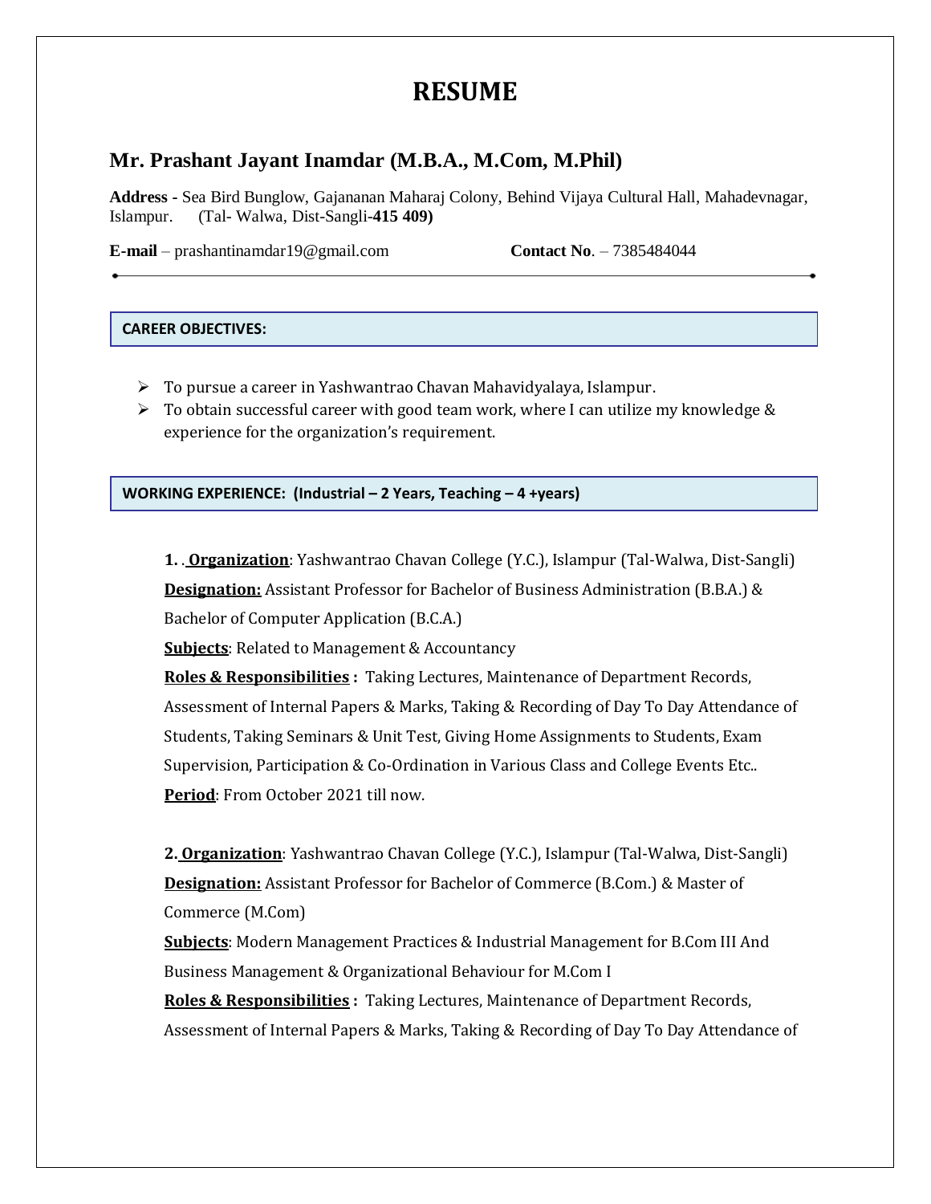# RESUME

## Mr. Prashant Jayant Inamdar (M.B.A., M.Com, M.Phil)

**Address -** Sea Bird Bunglow, Gajananan Maharaj Colony, Behind Vijaya Cultural Hall, Mahadevnagar, Islampur. (Tal- Walwa, Dist-Sangli-**415 409)**

**E-mail** – prashantinamdar19@gmail.com **Contact No**. – 7385484044

---

### CAREER OBJECTIVES:

- To pursue a career in Yashwantrao Chavan Mahavidyalaya, Islampur.
- To obtain successful career with good team work, where I can utilize my knowledge & experience for the organization's requirement.

### WORKING EXPERIENCE: (Industrial – 2 Years, Teaching – 4 +years)

**1. . Organization**: Yashwantrao Chavan College (Y.C.), Islampur (Tal-Walwa, Dist-Sangli)
**Designation:** Assistant Professor for Bachelor of Business Administration (B.B.A.) & Bachelor of Computer Application (B.C.A.)
**Subjects**: Related to Management & Accountancy
**Roles & Responsibilities :** Taking Lectures, Maintenance of Department Records, Assessment of Internal Papers & Marks, Taking & Recording of Day To Day Attendance of Students, Taking Seminars & Unit Test, Giving Home Assignments to Students, Exam Supervision, Participation & Co-Ordination in Various Class and College Events Etc..
**Period**: From October 2021 till now.

**2. Organization**: Yashwantrao Chavan College (Y.C.), Islampur (Tal-Walwa, Dist-Sangli)
**Designation:** Assistant Professor for Bachelor of Commerce (B.Com.) & Master of Commerce (M.Com)
**Subjects**: Modern Management Practices & Industrial Management for B.Com III And Business Management & Organizational Behaviour for M.Com I
**Roles & Responsibilities :** Taking Lectures, Maintenance of Department Records, Assessment of Internal Papers & Marks, Taking & Recording of Day To Day Attendance of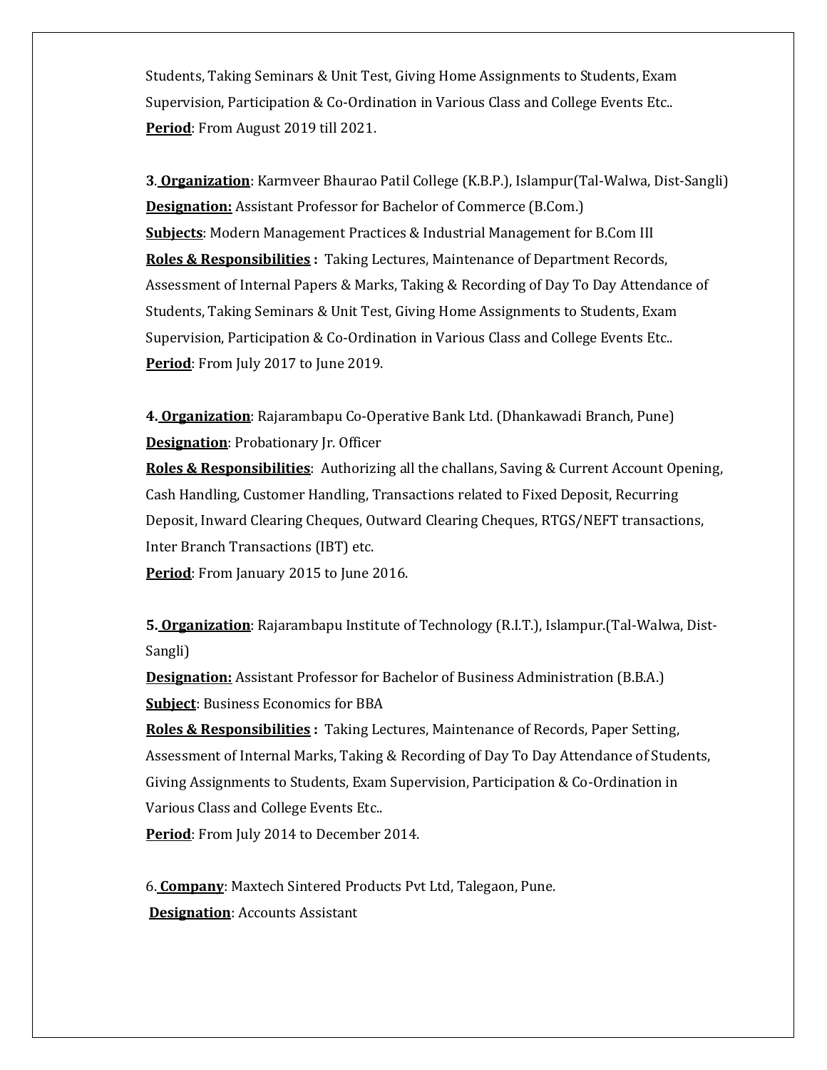Students, Taking Seminars & Unit Test, Giving Home Assignments to Students, Exam Supervision, Participation & Co-Ordination in Various Class and College Events Etc..
**Period**: From August 2019 till 2021.

**3. Organization**: Karmveer Bhaurao Patil College (K.B.P.), Islampur(Tal-Walwa, Dist-Sangli)
**Designation:** Assistant Professor for Bachelor of Commerce (B.Com.)
**Subjects**: Modern Management Practices & Industrial Management for B.Com III
**Roles & Responsibilities :** Taking Lectures, Maintenance of Department Records, Assessment of Internal Papers & Marks, Taking & Recording of Day To Day Attendance of Students, Taking Seminars & Unit Test, Giving Home Assignments to Students, Exam Supervision, Participation & Co-Ordination in Various Class and College Events Etc..
**Period**: From July 2017 to June 2019.

**4. Organization**: Rajarambapu Co-Operative Bank Ltd. (Dhankawadi Branch, Pune)
**Designation**: Probationary Jr. Officer
**Roles & Responsibilities**: Authorizing all the challans, Saving & Current Account Opening, Cash Handling, Customer Handling, Transactions related to Fixed Deposit, Recurring Deposit, Inward Clearing Cheques, Outward Clearing Cheques, RTGS/NEFT transactions, Inter Branch Transactions (IBT) etc.
**Period**: From January 2015 to June 2016.

**5. Organization**: Rajarambapu Institute of Technology (R.I.T.), Islampur.(Tal-Walwa, Dist-Sangli)
**Designation:** Assistant Professor for Bachelor of Business Administration (B.B.A.)
**Subject**: Business Economics for BBA
**Roles & Responsibilities :** Taking Lectures, Maintenance of Records, Paper Setting, Assessment of Internal Marks, Taking & Recording of Day To Day Attendance of Students, Giving Assignments to Students, Exam Supervision, Participation & Co-Ordination in Various Class and College Events Etc..
**Period**: From July 2014 to December 2014.

6. **Company**: Maxtech Sintered Products Pvt Ltd, Talegaon, Pune.
**Designation**: Accounts Assistant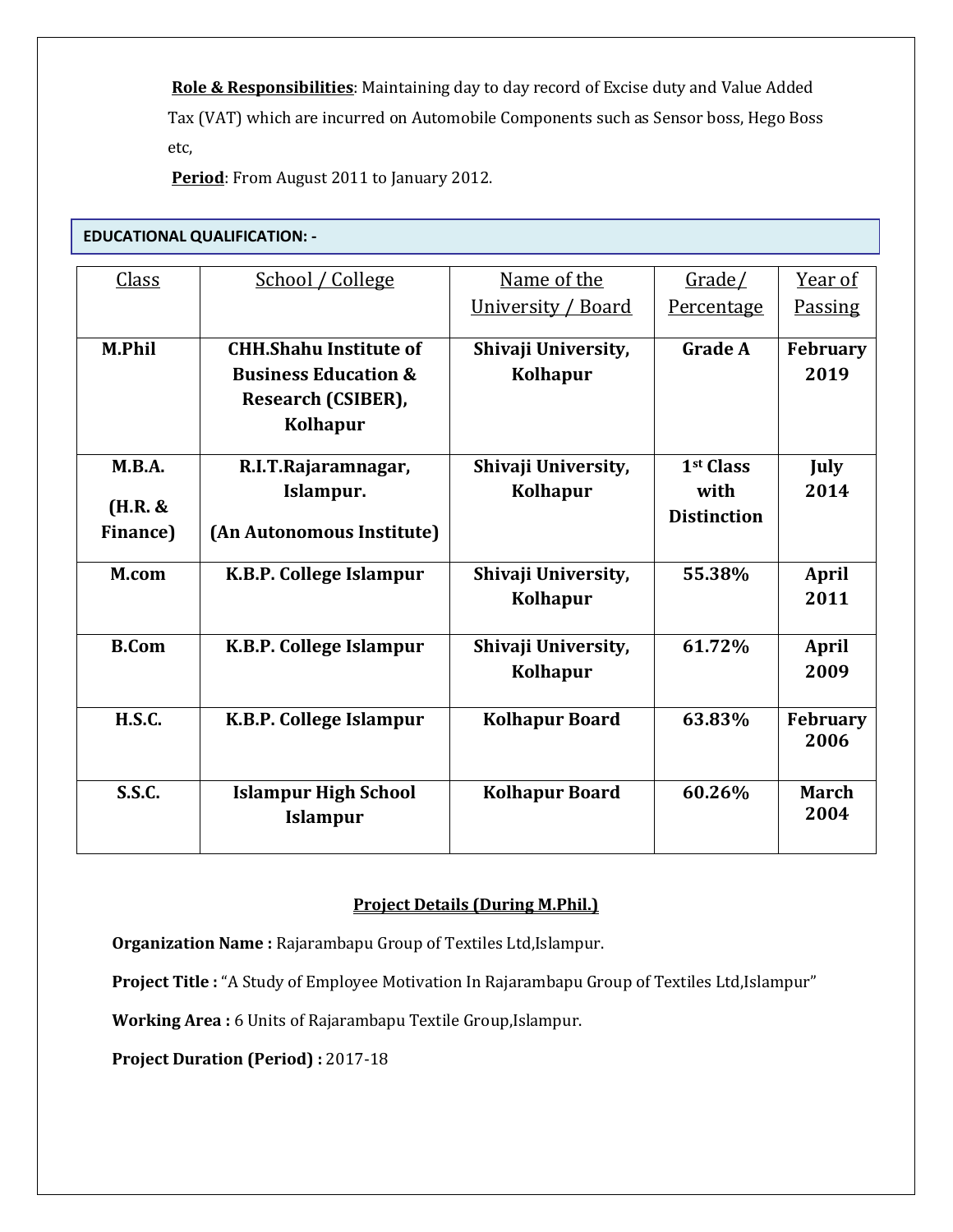**Role & Responsibilities**: Maintaining day to day record of Excise duty and Value Added Tax (VAT) which are incurred on Automobile Components such as Sensor boss, Hego Boss etc,

**Period**: From August 2011 to January 2012.

## EDUCATIONAL QUALIFICATION: -

| Class | School / College | Name of the University / Board | Grade/ Percentage | Year of Passing |
|---|---|---|---|---|
| **M.Phil** | **CHH.Shahu Institute of Business Education & Research (CSIBER), Kolhapur** | **Shivaji University, Kolhapur** | **Grade A** | **February 2019** |
| **M.B.A. (H.R. & Finance)** | **R.I.T.Rajaramnagar, Islampur. (An Autonomous Institute)** | **Shivaji University, Kolhapur** | **1st Class with Distinction** | **July 2014** |
| **M.com** | **K.B.P. College Islampur** | **Shivaji University, Kolhapur** | **55.38%** | **April 2011** |
| **B.Com** | **K.B.P. College Islampur** | **Shivaji University, Kolhapur** | **61.72%** | **April 2009** |
| **H.S.C.** | **K.B.P. College Islampur** | **Kolhapur Board** | **63.83%** | **February 2006** |
| **S.S.C.** | **Islampur High School Islampur** | **Kolhapur Board** | **60.26%** | **March 2004** |

### Project Details (During M.Phil.)

**Organization Name :** Rajarambapu Group of Textiles Ltd,Islampur.

**Project Title :** "A Study of Employee Motivation In Rajarambapu Group of Textiles Ltd,Islampur"

**Working Area :** 6 Units of Rajarambapu Textile Group,Islampur.

**Project Duration (Period) :** 2017-18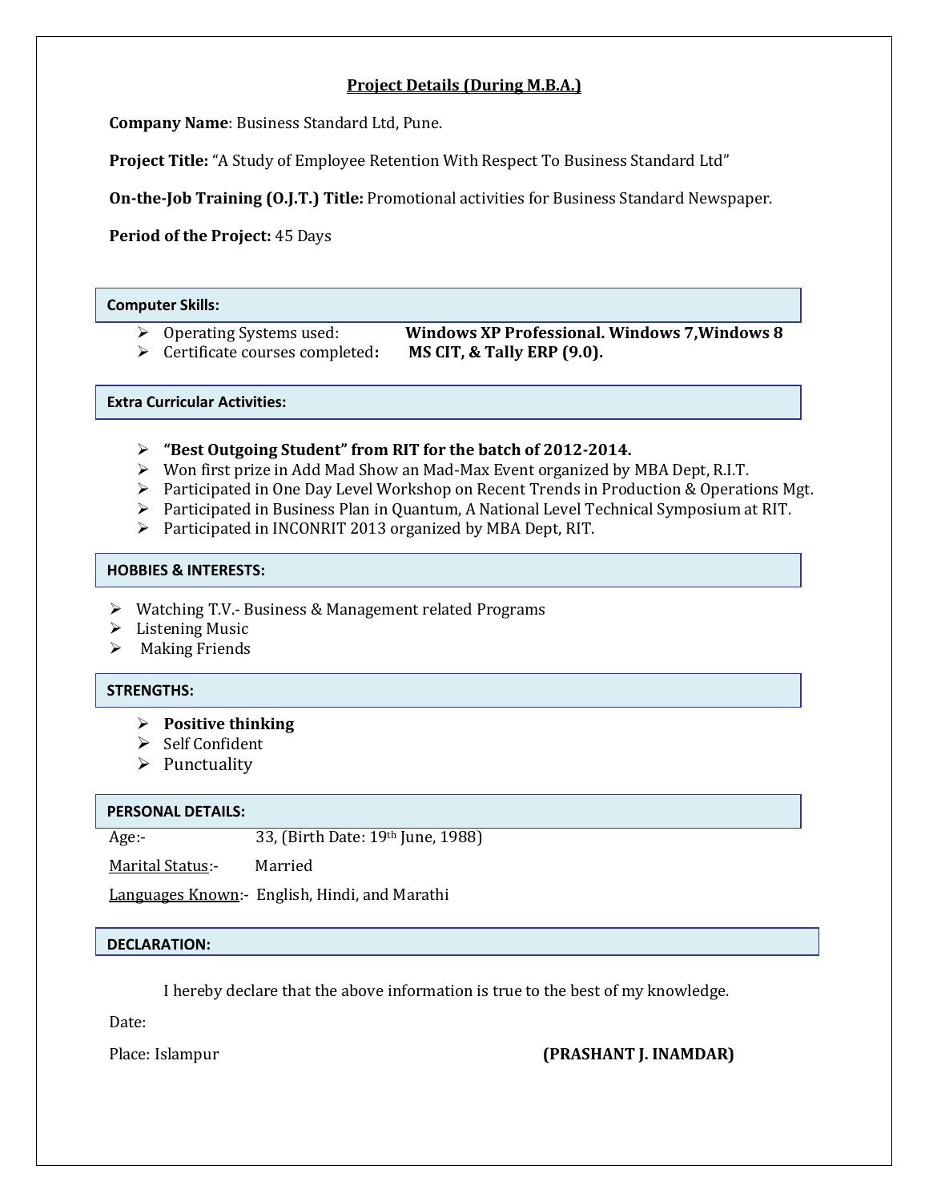## Project Details (During M.B.A.)

**Company Name**: Business Standard Ltd, Pune.

**Project Title:** "A Study of Employee Retention With Respect To Business Standard Ltd"

**On-the-Job Training (O.J.T.) Title:** Promotional activities for Business Standard Newspaper.

**Period of the Project:** 45 Days

### Computer Skills:

- Operating Systems used: **Windows XP Professional. Windows 7,Windows 8**
- Certificate courses completed**:** **MS CIT, & Tally ERP (9.0).**

### Extra Curricular Activities:

- **"Best Outgoing Student" from RIT for the batch of 2012-2014.**
- Won first prize in Add Mad Show an Mad-Max Event organized by MBA Dept, R.I.T.
- Participated in One Day Level Workshop on Recent Trends in Production & Operations Mgt.
- Participated in Business Plan in Quantum, A National Level Technical Symposium at RIT.
- Participated in INCONRIT 2013 organized by MBA Dept, RIT.

### HOBBIES & INTERESTS:

- Watching T.V.- Business & Management related Programs
- Listening Music
- Making Friends

### STRENGTHS:

- **Positive thinking**
- Self Confident
- Punctuality

### PERSONAL DETAILS:

Age:- 33, (Birth Date: 19th June, 1988)

Marital Status:- Married

Languages Known:- English, Hindi, and Marathi

### DECLARATION:

I hereby declare that the above information is true to the best of my knowledge.

Date:

Place: Islampur **(PRASHANT J. INAMDAR)**